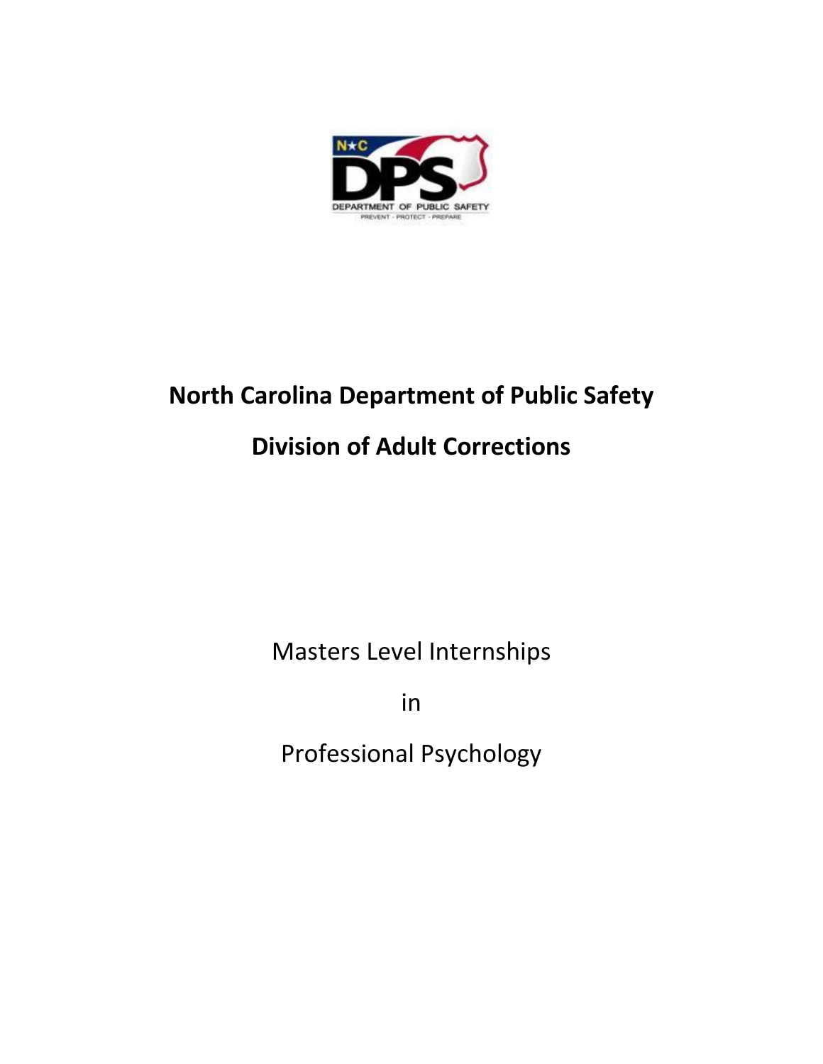# North Carolina Department of Public Safety

## Division of Adult Corrections

Masters Level Internships

in

Professional Psychology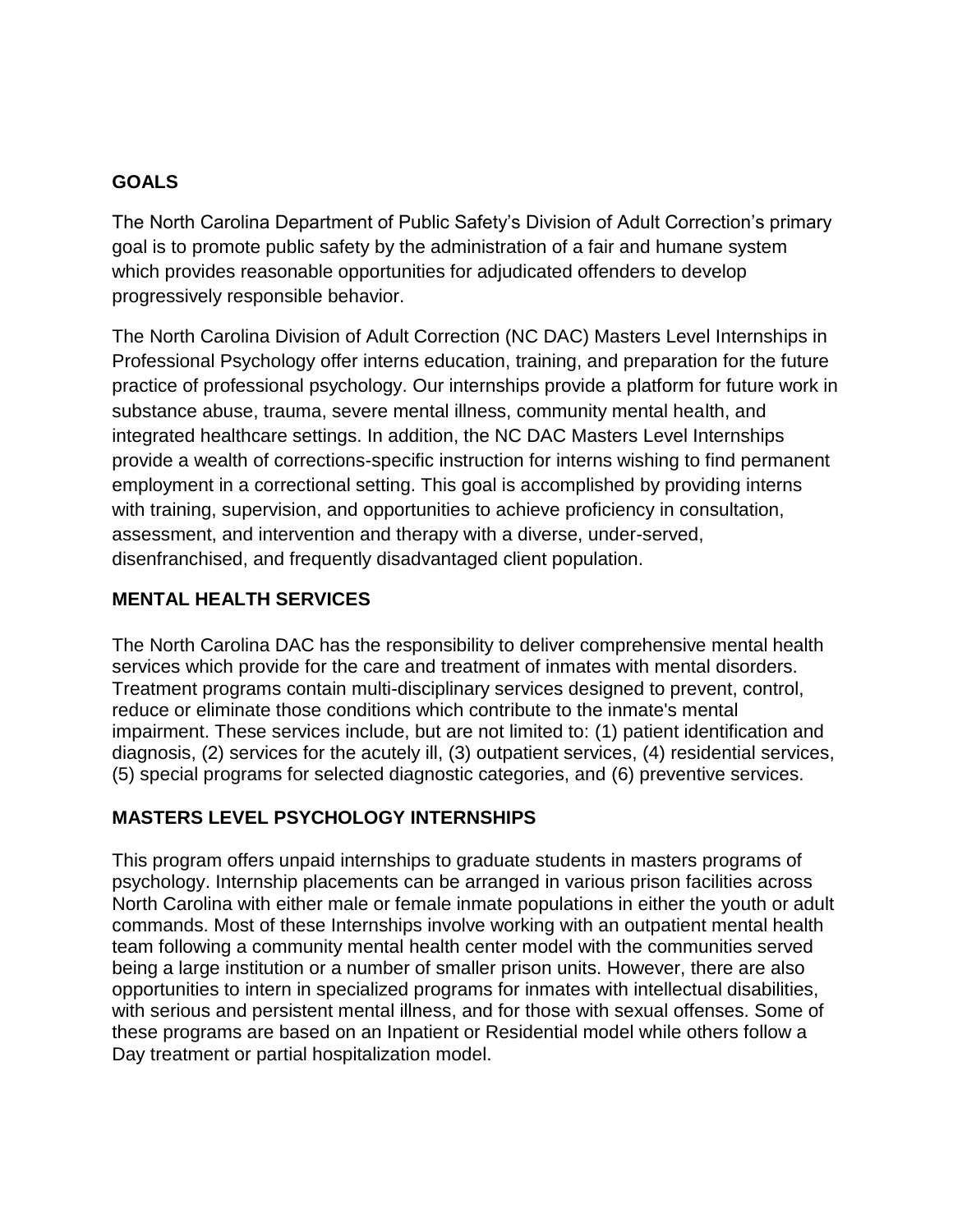## GOALS

The North Carolina Department of Public Safety's Division of Adult Correction's primary goal is to promote public safety by the administration of a fair and humane system which provides reasonable opportunities for adjudicated offenders to develop progressively responsible behavior.

The North Carolina Division of Adult Correction (NC DAC) Masters Level Internships in Professional Psychology offer interns education, training, and preparation for the future practice of professional psychology. Our internships provide a platform for future work in substance abuse, trauma, severe mental illness, community mental health, and integrated healthcare settings. In addition, the NC DAC Masters Level Internships provide a wealth of corrections-specific instruction for interns wishing to find permanent employment in a correctional setting. This goal is accomplished by providing interns with training, supervision, and opportunities to achieve proficiency in consultation, assessment, and intervention and therapy with a diverse, under-served, disenfranchised, and frequently disadvantaged client population.

## MENTAL HEALTH SERVICES

The North Carolina DAC has the responsibility to deliver comprehensive mental health services which provide for the care and treatment of inmates with mental disorders. Treatment programs contain multi-disciplinary services designed to prevent, control, reduce or eliminate those conditions which contribute to the inmate's mental impairment. These services include, but are not limited to: (1) patient identification and diagnosis, (2) services for the acutely ill, (3) outpatient services, (4) residential services, (5) special programs for selected diagnostic categories, and (6) preventive services.

## MASTERS LEVEL PSYCHOLOGY INTERNSHIPS

This program offers unpaid internships to graduate students in masters programs of psychology. Internship placements can be arranged in various prison facilities across North Carolina with either male or female inmate populations in either the youth or adult commands. Most of these Internships involve working with an outpatient mental health team following a community mental health center model with the communities served being a large institution or a number of smaller prison units. However, there are also opportunities to intern in specialized programs for inmates with intellectual disabilities, with serious and persistent mental illness, and for those with sexual offenses. Some of these programs are based on an Inpatient or Residential model while others follow a Day treatment or partial hospitalization model.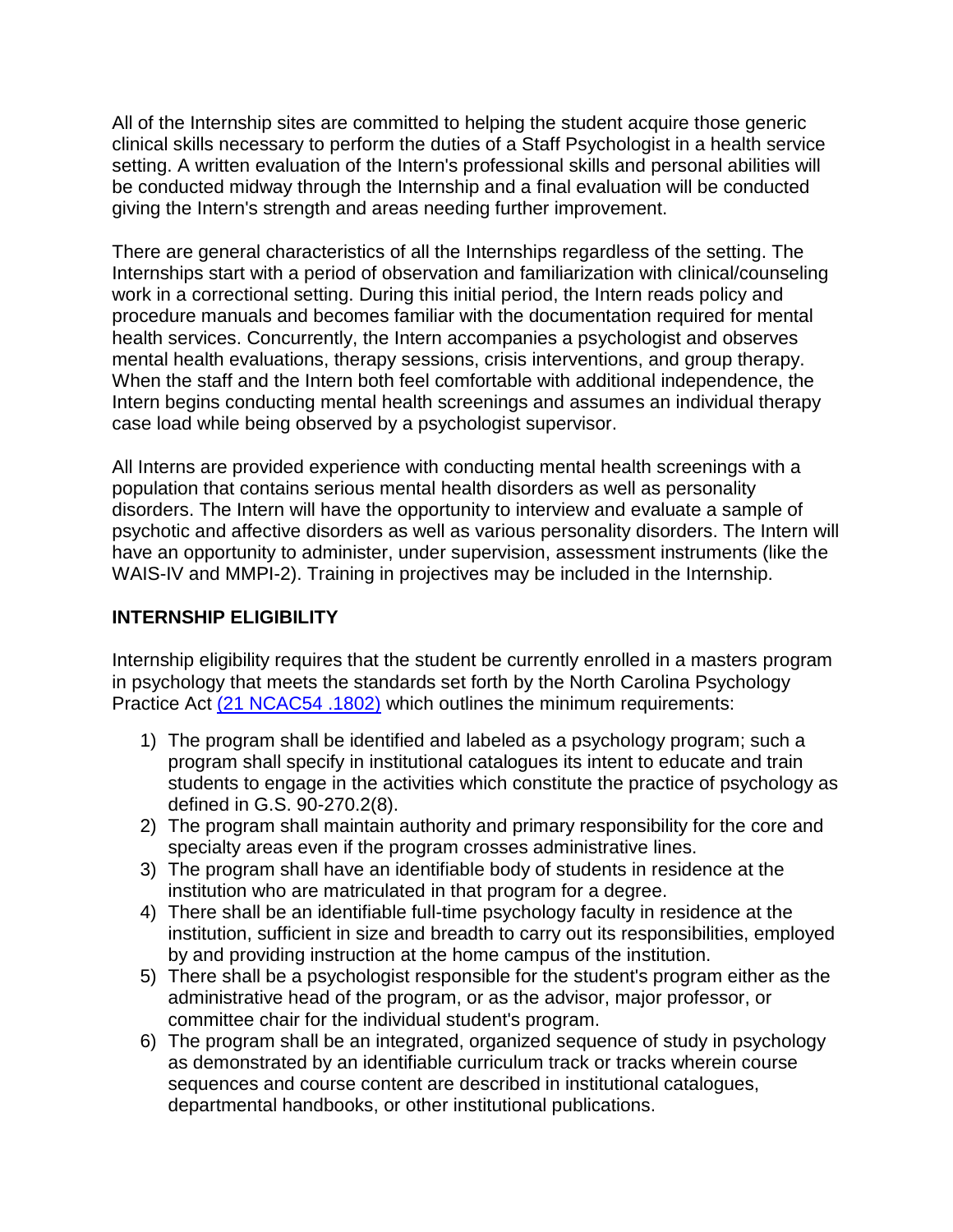All of the Internship sites are committed to helping the student acquire those generic clinical skills necessary to perform the duties of a Staff Psychologist in a health service setting. A written evaluation of the Intern's professional skills and personal abilities will be conducted midway through the Internship and a final evaluation will be conducted giving the Intern's strength and areas needing further improvement.

There are general characteristics of all the Internships regardless of the setting. The Internships start with a period of observation and familiarization with clinical/counseling work in a correctional setting. During this initial period, the Intern reads policy and procedure manuals and becomes familiar with the documentation required for mental health services. Concurrently, the Intern accompanies a psychologist and observes mental health evaluations, therapy sessions, crisis interventions, and group therapy. When the staff and the Intern both feel comfortable with additional independence, the Intern begins conducting mental health screenings and assumes an individual therapy case load while being observed by a psychologist supervisor.

All Interns are provided experience with conducting mental health screenings with a population that contains serious mental health disorders as well as personality disorders. The Intern will have the opportunity to interview and evaluate a sample of psychotic and affective disorders as well as various personality disorders. The Intern will have an opportunity to administer, under supervision, assessment instruments (like the WAIS-IV and MMPI-2). Training in projectives may be included in the Internship.

## INTERNSHIP ELIGIBILITY

Internship eligibility requires that the student be currently enrolled in a masters program in psychology that meets the standards set forth by the North Carolina Psychology Practice Act (21 NCAC54 .1802) which outlines the minimum requirements:

1) The program shall be identified and labeled as a psychology program; such a program shall specify in institutional catalogues its intent to educate and train students to engage in the activities which constitute the practice of psychology as defined in G.S. 90-270.2(8).
2) The program shall maintain authority and primary responsibility for the core and specialty areas even if the program crosses administrative lines.
3) The program shall have an identifiable body of students in residence at the institution who are matriculated in that program for a degree.
4) There shall be an identifiable full-time psychology faculty in residence at the institution, sufficient in size and breadth to carry out its responsibilities, employed by and providing instruction at the home campus of the institution.
5) There shall be a psychologist responsible for the student's program either as the administrative head of the program, or as the advisor, major professor, or committee chair for the individual student's program.
6) The program shall be an integrated, organized sequence of study in psychology as demonstrated by an identifiable curriculum track or tracks wherein course sequences and course content are described in institutional catalogues, departmental handbooks, or other institutional publications.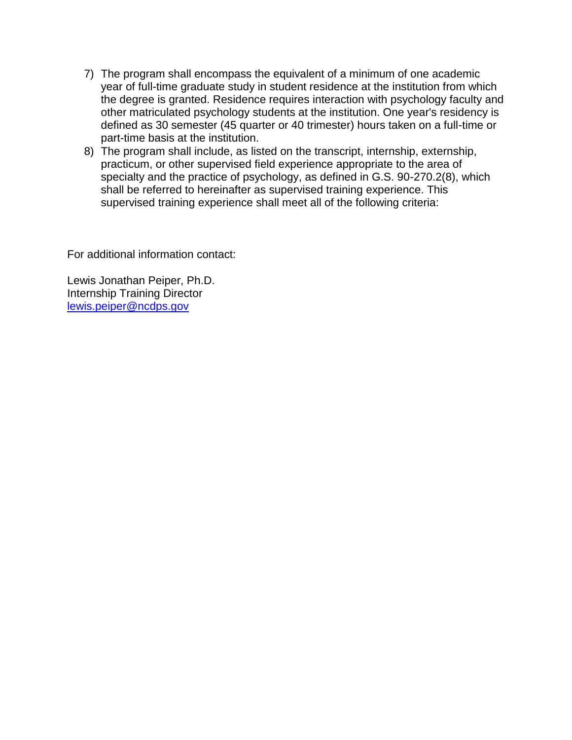7) The program shall encompass the equivalent of a minimum of one academic year of full-time graduate study in student residence at the institution from which the degree is granted. Residence requires interaction with psychology faculty and other matriculated psychology students at the institution. One year's residency is defined as 30 semester (45 quarter or 40 trimester) hours taken on a full-time or part-time basis at the institution.
8) The program shall include, as listed on the transcript, internship, externship, practicum, or other supervised field experience appropriate to the area of specialty and the practice of psychology, as defined in G.S. 90-270.2(8), which shall be referred to hereinafter as supervised training experience. This supervised training experience shall meet all of the following criteria:

For additional information contact:

Lewis Jonathan Peiper, Ph.D.
Internship Training Director
lewis.peiper@ncdps.gov